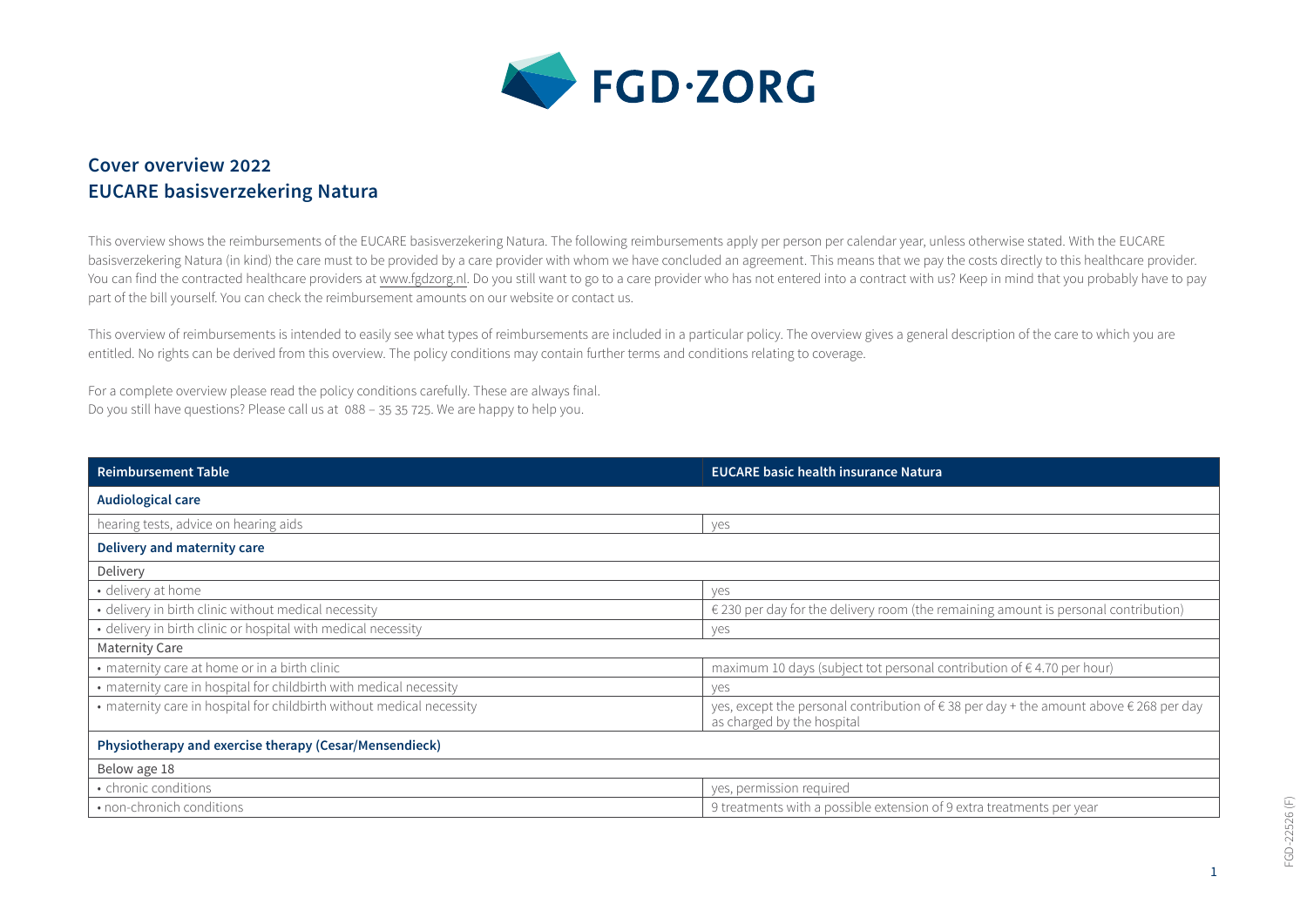# Cover overview 2022
# EUCARE basisverzekering Natura

This overview shows the reimbursements of the EUCARE basisverzekering Natura. The following reimbursements apply per person per calendar year, unless otherwise stated. With the EUCARE basisverzekering Natura (in kind) the care must to be provided by a care provider with whom we have concluded an agreement. This means that we pay the costs directly to this healthcare provider. You can find the contracted healthcare providers at www.fgdzorg.nl. Do you still want to go to a care provider who has not entered into a contract with us? Keep in mind that you probably have to pay part of the bill yourself. You can check the reimbursement amounts on our website or contact us.

This overview of reimbursements is intended to easily see what types of reimbursements are included in a particular policy. The overview gives a general description of the care to which you are entitled. No rights can be derived from this overview. The policy conditions may contain further terms and conditions relating to coverage.

For a complete overview please read the policy conditions carefully. These are always final.
Do you still have questions? Please call us at 088 – 35 35 725. We are happy to help you.

| Reimbursement Table | EUCARE basic health insurance Natura |
|---|---|
| **Audiological care** | |
| hearing tests, advice on hearing aids | yes |
| **Delivery and maternity care** | |
| Delivery | |
| • delivery at home | yes |
| • delivery in birth clinic without medical necessity | € 230 per day for the delivery room (the remaining amount is personal contribution) |
| • delivery in birth clinic or hospital with medical necessity | yes |
| Maternity Care | |
| • maternity care at home or in a birth clinic | maximum 10 days (subject tot personal contribution of € 4.70 per hour) |
| • maternity care in hospital for childbirth with medical necessity | yes |
| • maternity care in hospital for childbirth without medical necessity | yes, except the personal contribution of € 38 per day + the amount above € 268 per day as charged by the hospital |
| **Physiotherapy and exercise therapy (Cesar/Mensendieck)** | |
| Below age 18 | |
| • chronic conditions | yes, permission required |
| • non-chronich conditions | 9 treatments with a possible extension of 9 extra treatments per year |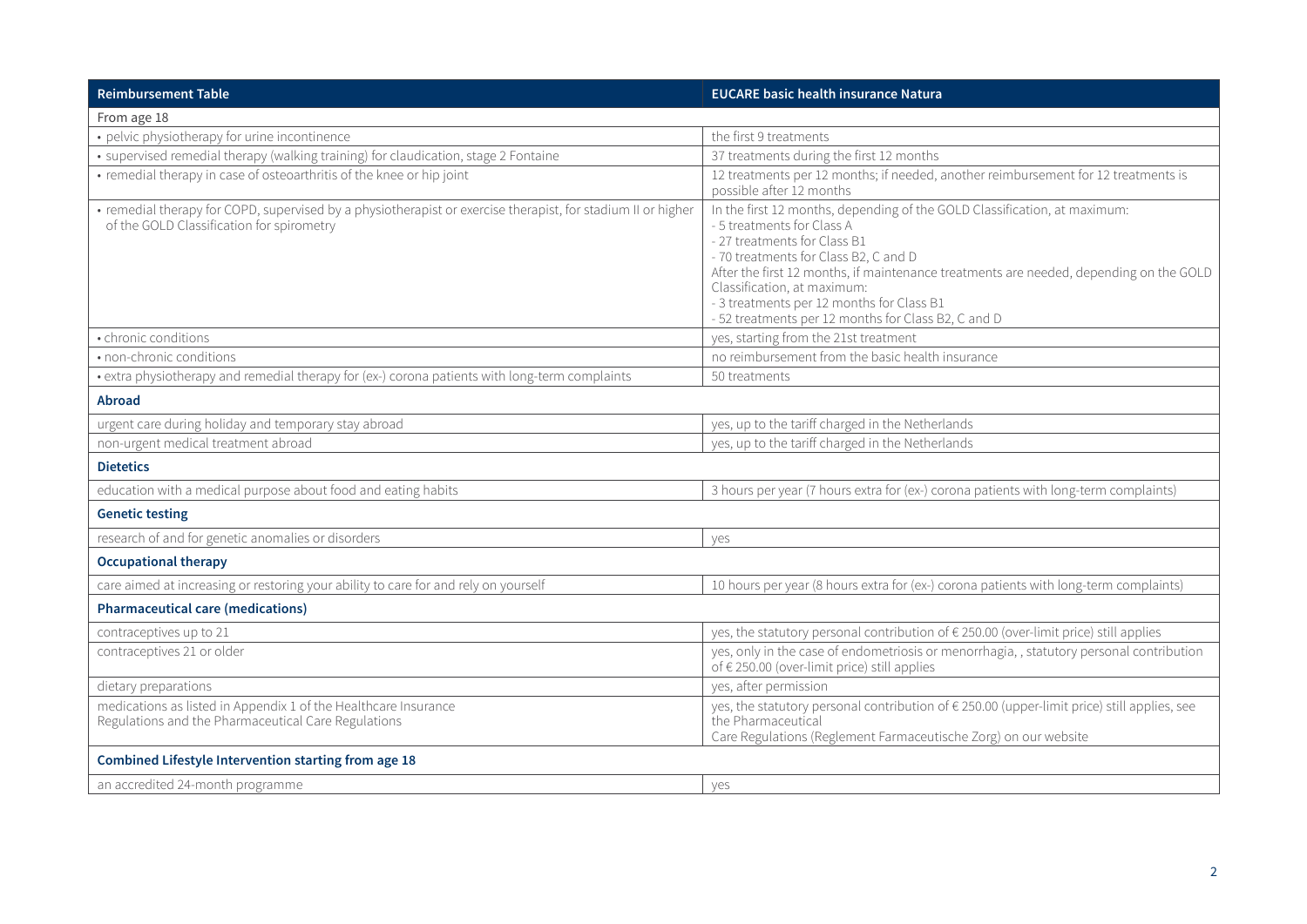| Reimbursement Table | EUCARE basic health insurance Natura |
| --- | --- |
| From age 18 | |
| • pelvic physiotherapy for urine incontinence | the first 9 treatments |
| • supervised remedial therapy (walking training) for claudication, stage 2 Fontaine | 37 treatments during the first 12 months |
| • remedial therapy in case of osteoarthritis of the knee or hip joint | 12 treatments per 12 months; if needed, another reimbursement for 12 treatments is possible after 12 months |
| • remedial therapy for COPD, supervised by a physiotherapist or exercise therapist, for stadium II or higher of the GOLD Classification for spirometry | In the first 12 months, depending of the GOLD Classification, at maximum:<br>- 5 treatments for Class A<br>- 27 treatments for Class B1<br>- 70 treatments for Class B2, C and D<br>After the first 12 months, if maintenance treatments are needed, depending on the GOLD Classification, at maximum:<br>- 3 treatments per 12 months for Class B1<br>- 52 treatments per 12 months for Class B2, C and D |
| • chronic conditions | yes, starting from the 21st treatment |
| • non-chronic conditions | no reimbursement from the basic health insurance |
| • extra physiotherapy and remedial therapy for (ex-) corona patients with long-term complaints | 50 treatments |
| **Abroad** | |
| urgent care during holiday and temporary stay abroad | yes, up to the tariff charged in the Netherlands |
| non-urgent medical treatment abroad | yes, up to the tariff charged in the Netherlands |
| **Dietetics** | |
| education with a medical purpose about food and eating habits | 3 hours per year (7 hours extra for (ex-) corona patients with long-term complaints) |
| **Genetic testing** | |
| research of and for genetic anomalies or disorders | yes |
| **Occupational therapy** | |
| care aimed at increasing or restoring your ability to care for and rely on yourself | 10 hours per year (8 hours extra for (ex-) corona patients with long-term complaints) |
| **Pharmaceutical care (medications)** | |
| contraceptives up to 21 | yes, the statutory personal contribution of € 250.00 (over-limit price) still applies |
| contraceptives 21 or older | yes, only in the case of endometriosis or menorrhagia, , statutory personal contribution of € 250.00 (over-limit price) still applies |
| dietary preparations | yes, after permission |
| medications as listed in Appendix 1 of the Healthcare Insurance Regulations and the Pharmaceutical Care Regulations | yes, the statutory personal contribution of € 250.00 (upper-limit price) still applies, see the Pharmaceutical Care Regulations (Reglement Farmaceutische Zorg) on our website |
| **Combined Lifestyle Intervention starting from age 18** | |
| an accredited 24-month programme | yes |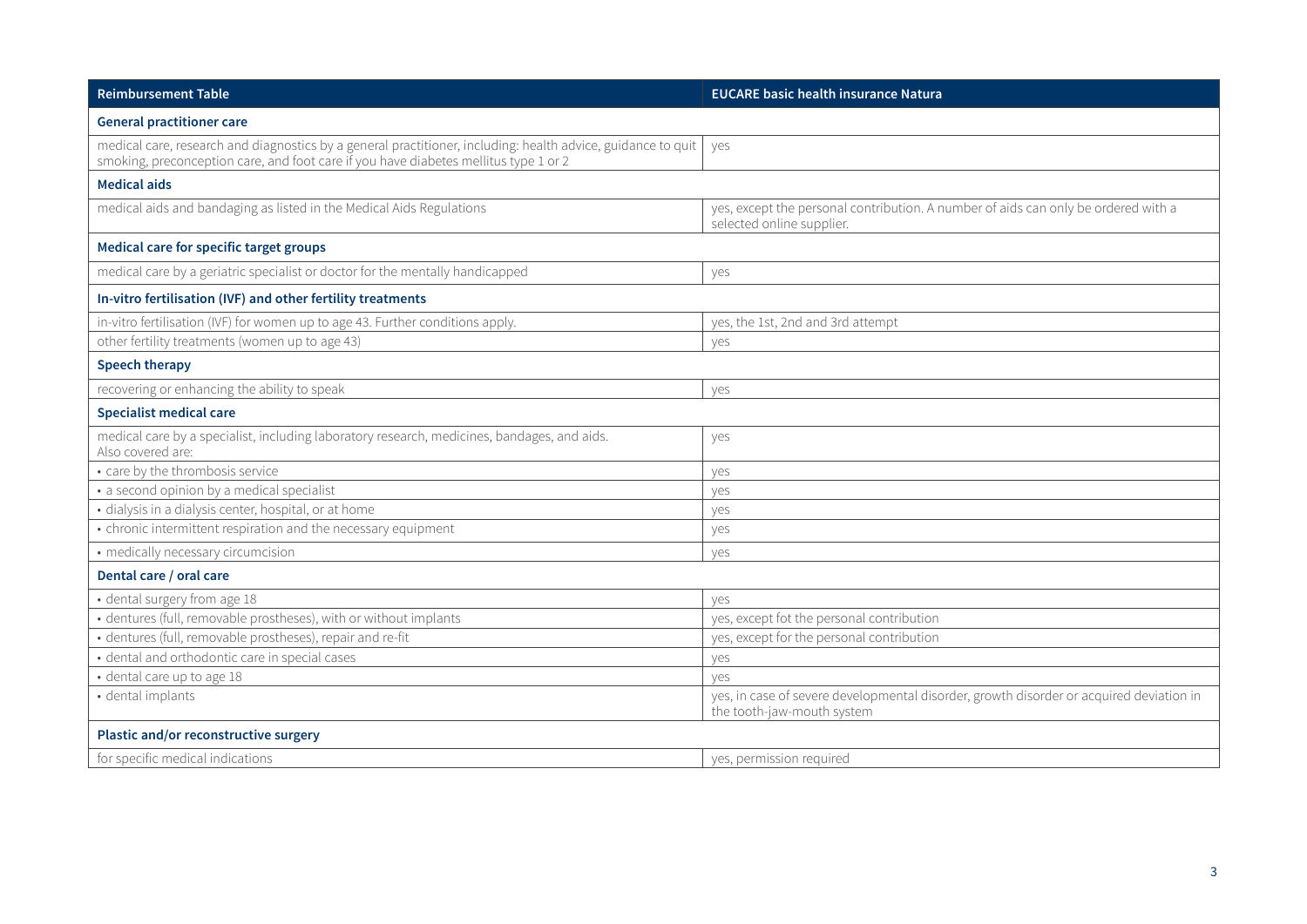| Reimbursement Table | EUCARE basic health insurance Natura |
| --- | --- |
| **General practitioner care** | |
| medical care, research and diagnostics by a general practitioner, including: health advice, guidance to quit smoking, preconception care, and foot care if you have diabetes mellitus type 1 or 2 | yes |
| **Medical aids** | |
| medical aids and bandaging as listed in the Medical Aids Regulations | yes, except the personal contribution. A number of aids can only be ordered with a selected online supplier. |
| **Medical care for specific target groups** | |
| medical care by a geriatric specialist or doctor for the mentally handicapped | yes |
| **In-vitro fertilisation (IVF) and other fertility treatments** | |
| in-vitro fertilisation (IVF) for women up to age 43. Further conditions apply. | yes, the 1st, 2nd and 3rd attempt |
| other fertility treatments (women up to age 43) | yes |
| **Speech therapy** | |
| recovering or enhancing the ability to speak | yes |
| **Specialist medical care** | |
| medical care by a specialist, including laboratory research, medicines, bandages, and aids. Also covered are: | yes |
| • care by the thrombosis service | yes |
| • a second opinion by a medical specialist | yes |
| • dialysis in a dialysis center, hospital, or at home | yes |
| • chronic intermittent respiration and the necessary equipment | yes |
| • medically necessary circumcision | yes |
| **Dental care / oral care** | |
| • dental surgery from age 18 | yes |
| • dentures (full, removable prostheses), with or without implants | yes, except fot the personal contribution |
| • dentures (full, removable prostheses), repair and re-fit | yes, except for the personal contribution |
| • dental and orthodontic care in special cases | yes |
| • dental care up to age 18 | yes |
| • dental implants | yes, in case of severe developmental disorder, growth disorder or acquired deviation in the tooth-jaw-mouth system |
| **Plastic and/or reconstructive surgery** | |
| for specific medical indications | yes, permission required |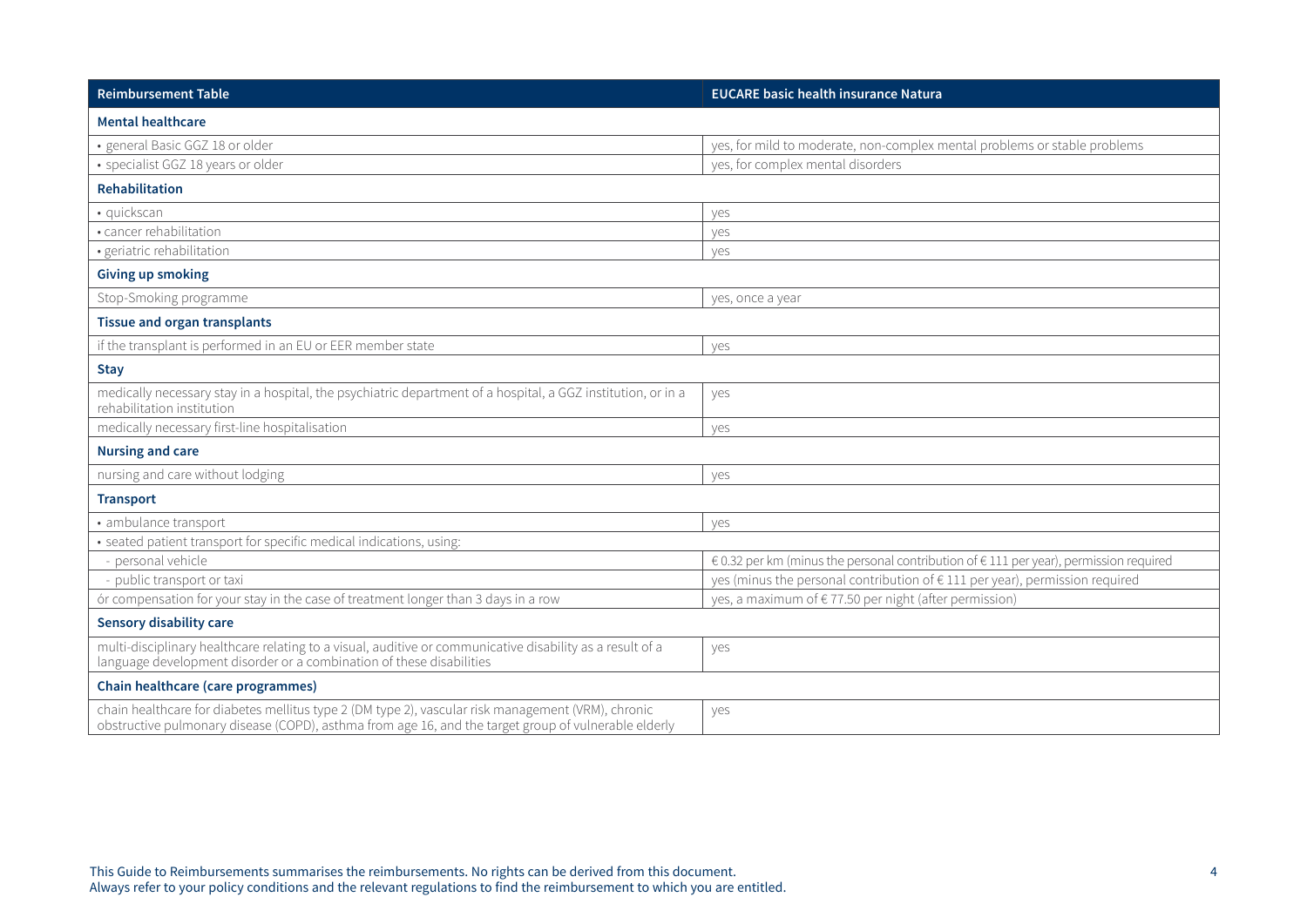| Reimbursement Table | EUCARE basic health insurance Natura |
|---|---|
| **Mental healthcare** | |
| • general Basic GGZ 18 or older | yes, for mild to moderate, non-complex mental problems or stable problems |
| • specialist GGZ 18 years or older | yes, for complex mental disorders |
| **Rehabilitation** | |
| • quickscan | yes |
| • cancer rehabilitation | yes |
| • geriatric rehabilitation | yes |
| **Giving up smoking** | |
| Stop-Smoking programme | yes, once a year |
| **Tissue and organ transplants** | |
| if the transplant is performed in an EU or EER member state | yes |
| **Stay** | |
| medically necessary stay in a hospital, the psychiatric department of a hospital, a GGZ institution, or in a rehabilitation institution | yes |
| medically necessary first-line hospitalisation | yes |
| **Nursing and care** | |
| nursing and care without lodging | yes |
| **Transport** | |
| • ambulance transport | yes |
| • seated patient transport for specific medical indications, using: | |
| - personal vehicle | € 0.32 per km (minus the personal contribution of € 111 per year), permission required |
| - public transport or taxi | yes (minus the personal contribution of € 111 per year), permission required |
| ór compensation for your stay in the case of treatment longer than 3 days in a row | yes, a maximum of € 77.50 per night (after permission) |
| **Sensory disability care** | |
| multi-disciplinary healthcare relating to a visual, auditive or communicative disability as a result of a language development disorder or a combination of these disabilities | yes |
| **Chain healthcare (care programmes)** | |
| chain healthcare for diabetes mellitus type 2 (DM type 2), vascular risk management (VRM), chronic obstructive pulmonary disease (COPD), asthma from age 16, and the target group of vulnerable elderly | yes |

This Guide to Reimbursements summarises the reimbursements. No rights can be derived from this document.
Always refer to your policy conditions and the relevant regulations to find the reimbursement to which you are entitled.